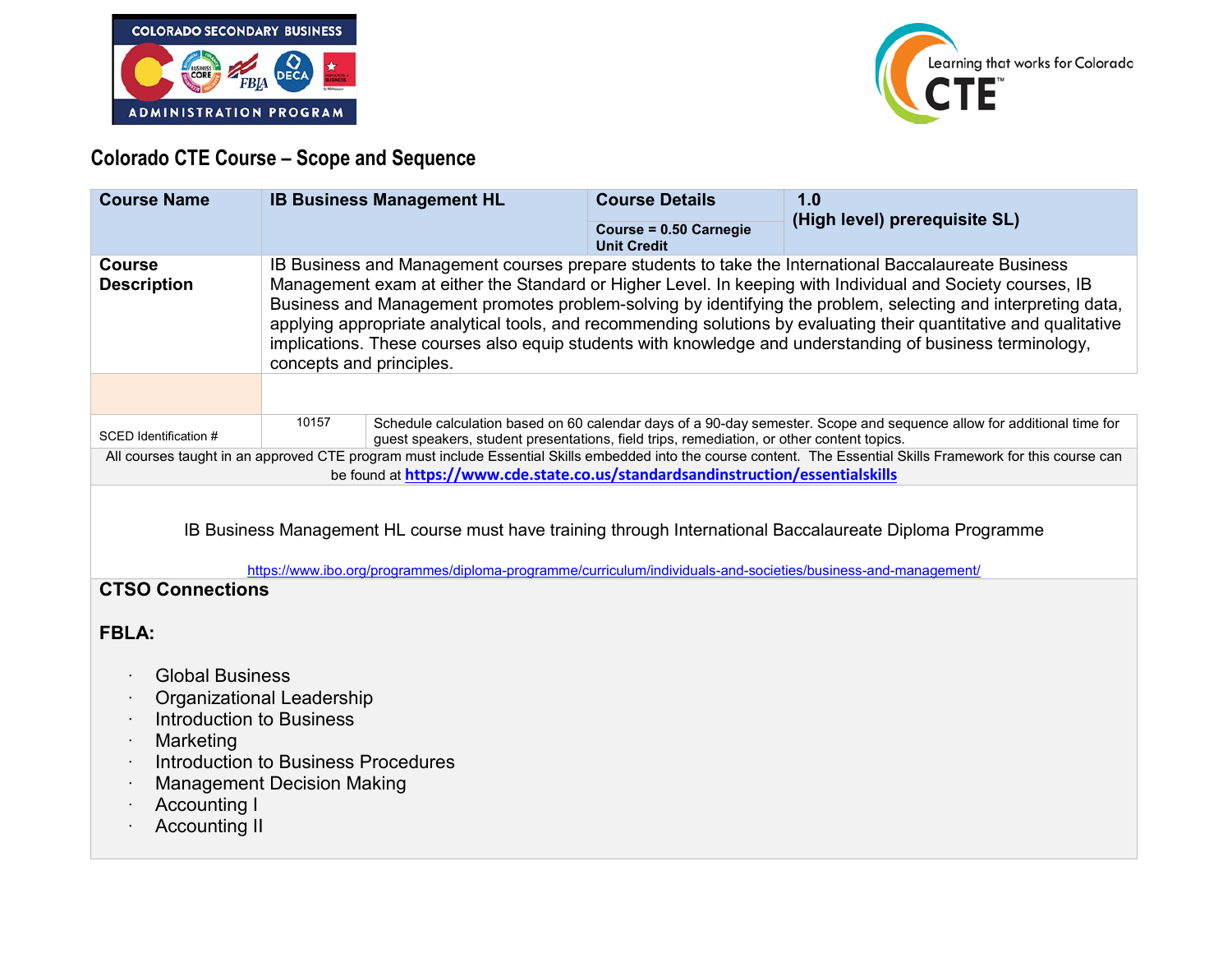## Colorado CTE Course – Scope and Sequence

| Course Name | IB Business Management HL | Course Details | 1.0 (High level) prerequisite SL) |
|---|---|---|---|
| | | Course = 0.50 Carnegie Unit Credit | |
| Course Description | IB Business and Management courses prepare students to take the International Baccalaureate Business Management exam at either the Standard or Higher Level. In keeping with Individual and Society courses, IB Business and Management promotes problem-solving by identifying the problem, selecting and interpreting data, applying appropriate analytical tools, and recommending solutions by evaluating their quantitative and qualitative implications. These courses also equip students with knowledge and understanding of business terminology, concepts and principles. | | |
| | | | |
| SCED Identification # | 10157 | Schedule calculation based on 60 calendar days of a 90-day semester. Scope and sequence allow for additional time for guest speakers, student presentations, field trips, remediation, or other content topics. | |

All courses taught in an approved CTE program must include Essential Skills embedded into the course content. The Essential Skills Framework for this course can be found at https://www.cde.state.co.us/standardsandinstruction/essentialskills

IB Business Management HL course must have training through International Baccalaureate Diploma Programme

https://www.ibo.org/programmes/diploma-programme/curriculum/individuals-and-societies/business-and-management/

**CTSO Connections**

**FBLA:**

- Global Business
- Organizational Leadership
- Introduction to Business
- Marketing
- Introduction to Business Procedures
- Management Decision Making
- Accounting I
- Accounting II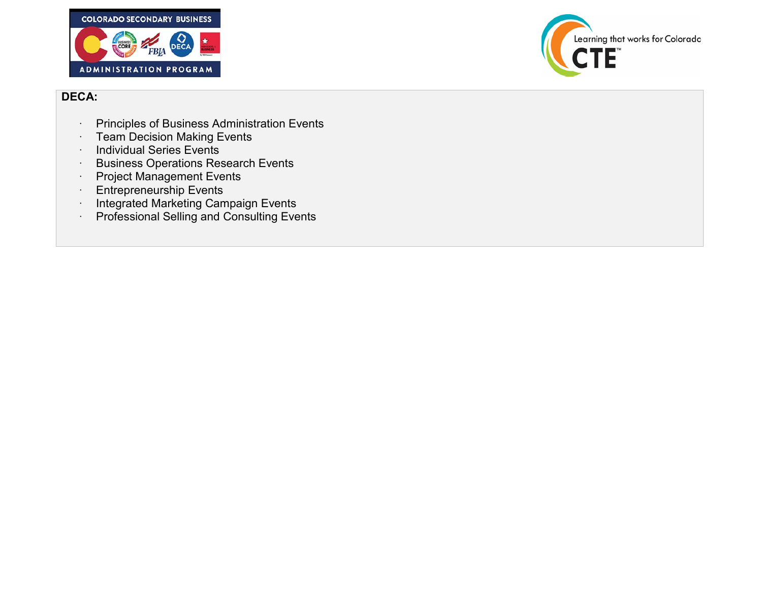**DECA:**

- Principles of Business Administration Events
- Team Decision Making Events
- Individual Series Events
- Business Operations Research Events
- Project Management Events
- Entrepreneurship Events
- Integrated Marketing Campaign Events
- Professional Selling and Consulting Events